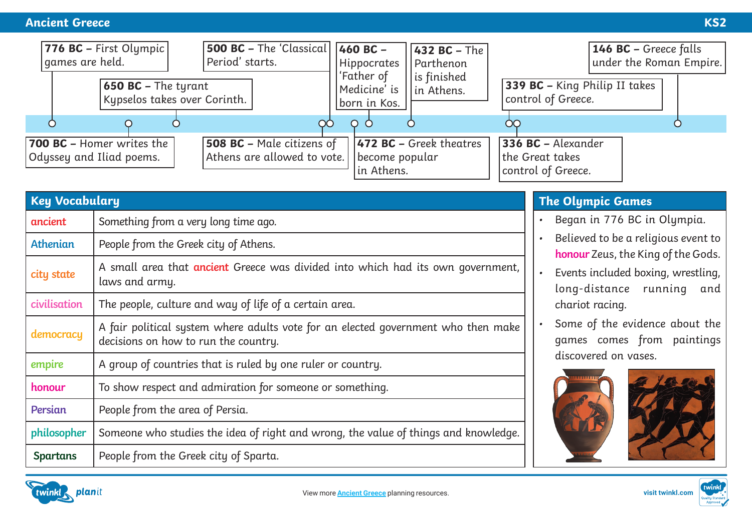# Ancient Greece

KS2

## Timeline

- **776 BC** – First Olympic games are held.
- **700 BC** – Homer writes the Odyssey and Iliad poems.
- **650 BC** – The tyrant Kypselos takes over Corinth.
- **508 BC** – Male citizens of Athens are allowed to vote.
- **500 BC** – The 'Classical Period' starts.
- **472 BC** – Greek theatres become popular in Athens.
- **460 BC** – Hippocrates 'Father of Medicine' is born in Kos.
- **432 BC** – The Parthenon is finished in Athens.
- **339 BC** – King Philip II takes control of Greece.
- **336 BC** – Alexander the Great takes control of Greece.
- **146 BC** – Greece falls under the Roman Empire.

## Key Vocabulary

| Word | Definition |
| --- | --- |
| ancient | Something from a very long time ago. |
| Athenian | People from the Greek city of Athens. |
| city state | A small area that ancient Greece was divided into which had its own government, laws and army. |
| civilisation | The people, culture and way of life of a certain area. |
| democracy | A fair political system where adults vote for an elected government who then make decisions on how to run the country. |
| empire | A group of countries that is ruled by one ruler or country. |
| honour | To show respect and admiration for someone or something. |
| Persian | People from the area of Persia. |
| philosopher | Someone who studies the idea of right and wrong, the value of things and knowledge. |
| Spartans | People from the Greek city of Sparta. |

## The Olympic Games

- Began in 776 BC in Olympia.
- Believed to be a religious event to honour Zeus, the King of the Gods.
- Events included boxing, wrestling, long-distance running and chariot racing.
- Some of the evidence about the games comes from paintings discovered on vases.

View more Ancient Greece planning resources.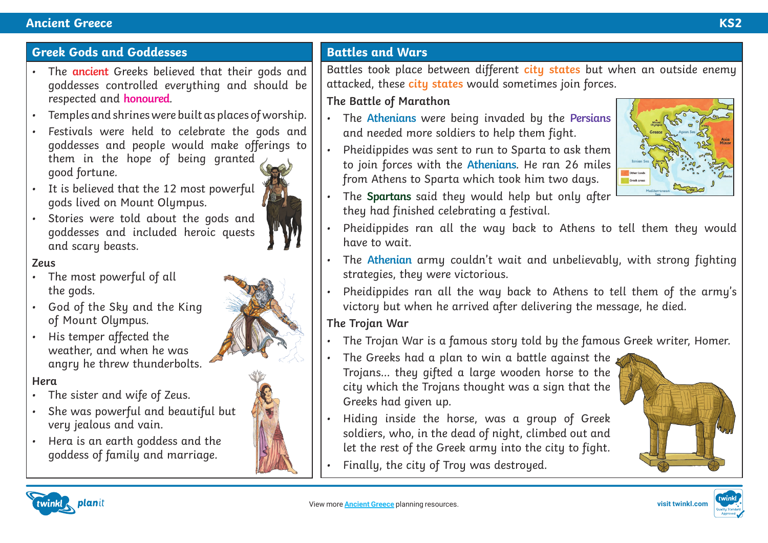## Greek Gods and Goddesses

- The ancient Greeks believed that their gods and goddesses controlled everything and should be respected and honoured.
- Temples and shrines were built as places of worship.
- Festivals were held to celebrate the gods and goddesses and people would make offerings to them in the hope of being granted good fortune.
- It is believed that the 12 most powerful gods lived on Mount Olympus.
- Stories were told about the gods and goddesses and included heroic quests and scary beasts.

### Zeus

- The most powerful of all the gods.
- God of the Sky and the King of Mount Olympus.
- His temper affected the weather, and when he was angry he threw thunderbolts.

### Hera

- The sister and wife of Zeus.
- She was powerful and beautiful but very jealous and vain.
- Hera is an earth goddess and the goddess of family and marriage.

## Battles and Wars

Battles took place between different city states but when an outside enemy attacked, these city states would sometimes join forces.

### The Battle of Marathon

- The Athenians were being invaded by the Persians and needed more soldiers to help them fight.
- Pheidippides was sent to run to Sparta to ask them to join forces with the Athenians. He ran 26 miles from Athens to Sparta which took him two days.
- The Spartans said they would help but only after they had finished celebrating a festival.
- Pheidippides ran all the way back to Athens to tell them they would have to wait.
- The Athenian army couldn't wait and unbelievably, with strong fighting strategies, they were victorious.
- Pheidippides ran all the way back to Athens to tell them of the army's victory but when he arrived after delivering the message, he died.

Mount Olympus
Greece
Agean Sea
Troy
Asia Minor
Ionian Sea
Sparta
Other lands
Greek areas
Rhodes
Mediterranean Sea
Crete

### The Trojan War

- The Trojan War is a famous story told by the famous Greek writer, Homer.
- The Greeks had a plan to win a battle against the Trojans... they gifted a large wooden horse to the city which the Trojans thought was a sign that the Greeks had given up.
- Hiding inside the horse, was a group of Greek soldiers, who, in the dead of night, climbed out and let the rest of the Greek army into the city to fight.
- Finally, the city of Troy was destroyed.

View more Ancient Greece planning resources.